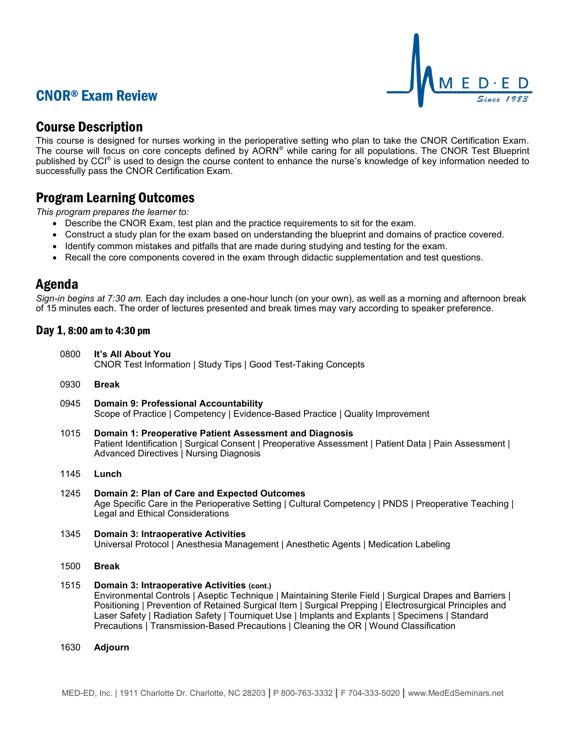# CNOR® Exam Review

## Course Description

This course is designed for nurses working in the perioperative setting who plan to take the CNOR Certification Exam. The course will focus on core concepts defined by AORN® while caring for all populations. The CNOR Test Blueprint published by CCI® is used to design the course content to enhance the nurse's knowledge of key information needed to successfully pass the CNOR Certification Exam.

## Program Learning Outcomes

*This program prepares the learner to:*

- Describe the CNOR Exam, test plan and the practice requirements to sit for the exam.
- Construct a study plan for the exam based on understanding the blueprint and domains of practice covered.
- Identify common mistakes and pitfalls that are made during studying and testing for the exam.
- Recall the core components covered in the exam through didactic supplementation and test questions.

## Agenda

*Sign-in begins at 7:30 am.* Each day includes a one-hour lunch (on your own), as well as a morning and afternoon break of 15 minutes each. The order of lectures presented and break times may vary according to speaker preference.

### Day 1, 8:00 am to 4:30 pm

0800 **It's All About You**
CNOR Test Information | Study Tips | Good Test-Taking Concepts

0930 **Break**

0945 **Domain 9: Professional Accountability**
Scope of Practice | Competency | Evidence-Based Practice | Quality Improvement

1015 **Domain 1: Preoperative Patient Assessment and Diagnosis**
Patient Identification | Surgical Consent | Preoperative Assessment | Patient Data | Pain Assessment | Advanced Directives | Nursing Diagnosis

1145 **Lunch**

1245 **Domain 2: Plan of Care and Expected Outcomes**
Age Specific Care in the Perioperative Setting | Cultural Competency | PNDS | Preoperative Teaching | Legal and Ethical Considerations

1345 **Domain 3: Intraoperative Activities**
Universal Protocol | Anesthesia Management | Anesthetic Agents | Medication Labeling

1500 **Break**

1515 **Domain 3: Intraoperative Activities (cont.)**
Environmental Controls | Aseptic Technique | Maintaining Sterile Field | Surgical Drapes and Barriers | Positioning | Prevention of Retained Surgical Item | Surgical Prepping | Electrosurgical Principles and Laser Safety | Radiation Safety | Tourniquet Use | Implants and Explants | Specimens | Standard Precautions | Transmission-Based Precautions | Cleaning the OR | Wound Classification

1630 **Adjourn**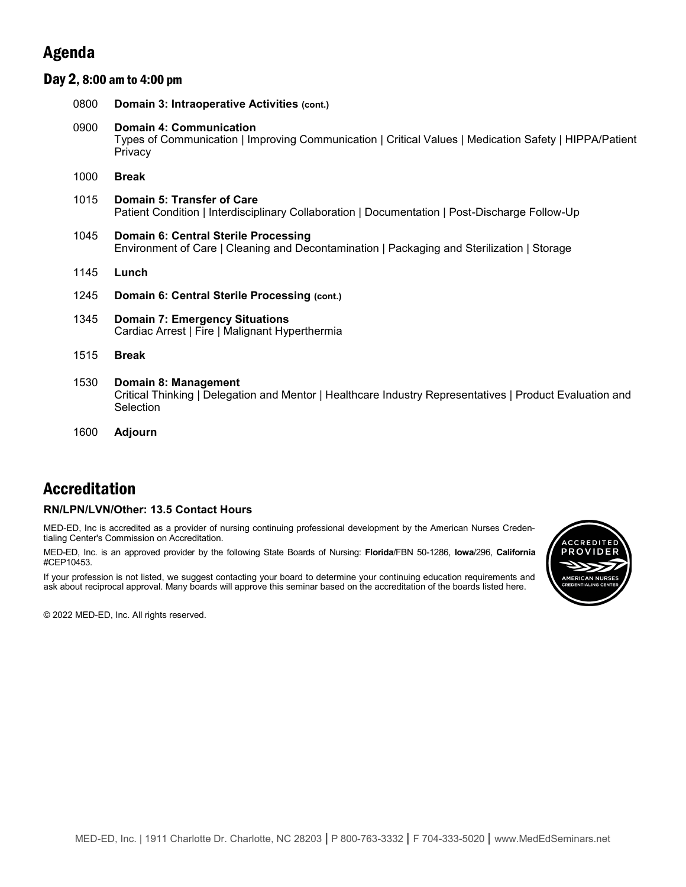## Agenda

### Day 2, 8:00 am to 4:00 pm

0800 **Domain 3: Intraoperative Activities (cont.)**

0900 **Domain 4: Communication**
Types of Communication | Improving Communication | Critical Values | Medication Safety | HIPPA/Patient Privacy

1000 **Break**

1015 **Domain 5: Transfer of Care**
Patient Condition | Interdisciplinary Collaboration | Documentation | Post-Discharge Follow-Up

1045 **Domain 6: Central Sterile Processing**
Environment of Care | Cleaning and Decontamination | Packaging and Sterilization | Storage

1145 **Lunch**

1245 **Domain 6: Central Sterile Processing (cont.)**

1345 **Domain 7: Emergency Situations**
Cardiac Arrest | Fire | Malignant Hyperthermia

1515 **Break**

1530 **Domain 8: Management**
Critical Thinking | Delegation and Mentor | Healthcare Industry Representatives | Product Evaluation and Selection

1600 **Adjourn**

## Accreditation

**RN/LPN/LVN/Other: 13.5 Contact Hours**

MED-ED, Inc is accredited as a provider of nursing continuing professional development by the American Nurses Credentialing Center's Commission on Accreditation.

MED-ED, Inc. is an approved provider by the following State Boards of Nursing: **Florida**/FBN 50-1286, **Iowa**/296, **California** #CEP10453.

If your profession is not listed, we suggest contacting your board to determine your continuing education requirements and ask about reciprocal approval. Many boards will approve this seminar based on the accreditation of the boards listed here.

ACCREDITED PROVIDER
AMERICAN NURSES CREDENTIALING CENTER

© 2022 MED-ED, Inc. All rights reserved.

MED-ED, Inc. | 1911 Charlotte Dr. Charlotte, NC 28203 | P 800-763-3332 | F 704-333-5020 | www.MedEdSeminars.net